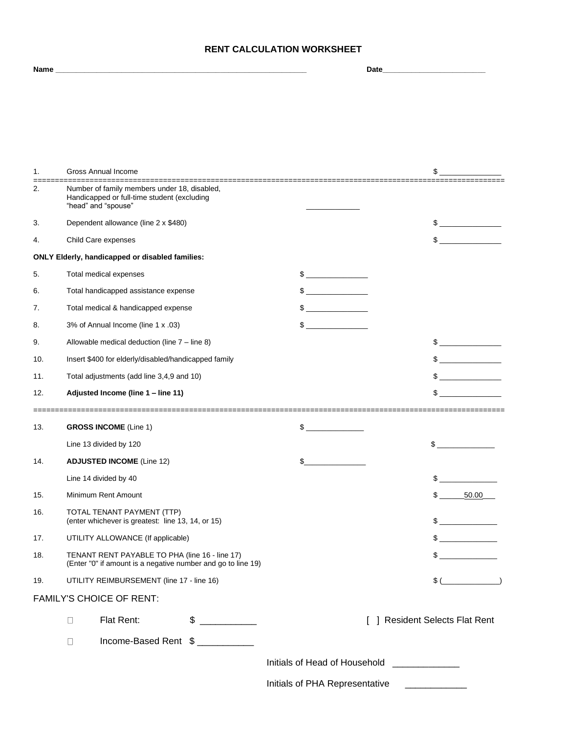# RENT CALCULATION WORKSHEET

**Name** ____________________________________________________________ **Date**________________________

| | | | |
|---|---|---|---|
| 1. | Gross Annual Income | | $ ______________ |
| 2. | Number of family members under 18, disabled, Handicapped or full-time student (excluding "head" and "spouse" | ____________ | |
| 3. | Dependent allowance (line 2 x $480) | | $ ______________ |
| 4. | Child Care expenses | | $ ______________ |
| | **ONLY Elderly, handicapped or disabled families:** | | |
| 5. | Total medical expenses | $ ______________ | |
| 6. | Total handicapped assistance expense | $ ______________ | |
| 7. | Total medical & handicapped expense | $ ______________ | |
| 8. | 3% of Annual Income (line 1 x .03) | $ ______________ | |
| 9. | Allowable medical deduction (line 7 – line 8) | | $ ______________ |
| 10. | Insert $400 for elderly/disabled/handicapped family | | $ ______________ |
| 11. | Total adjustments (add line 3,4,9 and 10) | | $ ______________ |
| 12. | **Adjusted Income (line 1 – line 11)** | | $ ______________ |

| | | | |
|---|---|---|---|
| 13. | **GROSS INCOME** (Line 1) | $ _____________ | |
| | Line 13 divided by 120 | | $ _____________ |
| 14. | **ADJUSTED INCOME** (Line 12) | $______________ | |
| | Line 14 divided by 40 | | $ _____________ |
| 15. | Minimum Rent Amount | | $ ______50.00___ |
| 16. | TOTAL TENANT PAYMENT (TTP) (enter whichever is greatest: line 13, 14, or 15) | | $ _____________ |
| 17. | UTILITY ALLOWANCE (If applicable) | | $ _____________ |
| 18. | TENANT RENT PAYABLE TO PHA (line 16 - line 17) (Enter "0" if amount is a negative number and go to line 19) | | $ _____________ |
| 19. | UTILITY REIMBURSEMENT (line 17 - line 16) | | $ (_____________) |

FAMILY'S CHOICE OF RENT:

☐ Flat Rent: $ ___________ [ ] Resident Selects Flat Rent

☐ Income-Based Rent $ ___________

Initials of Head of Household _____________

Initials of PHA Representative ____________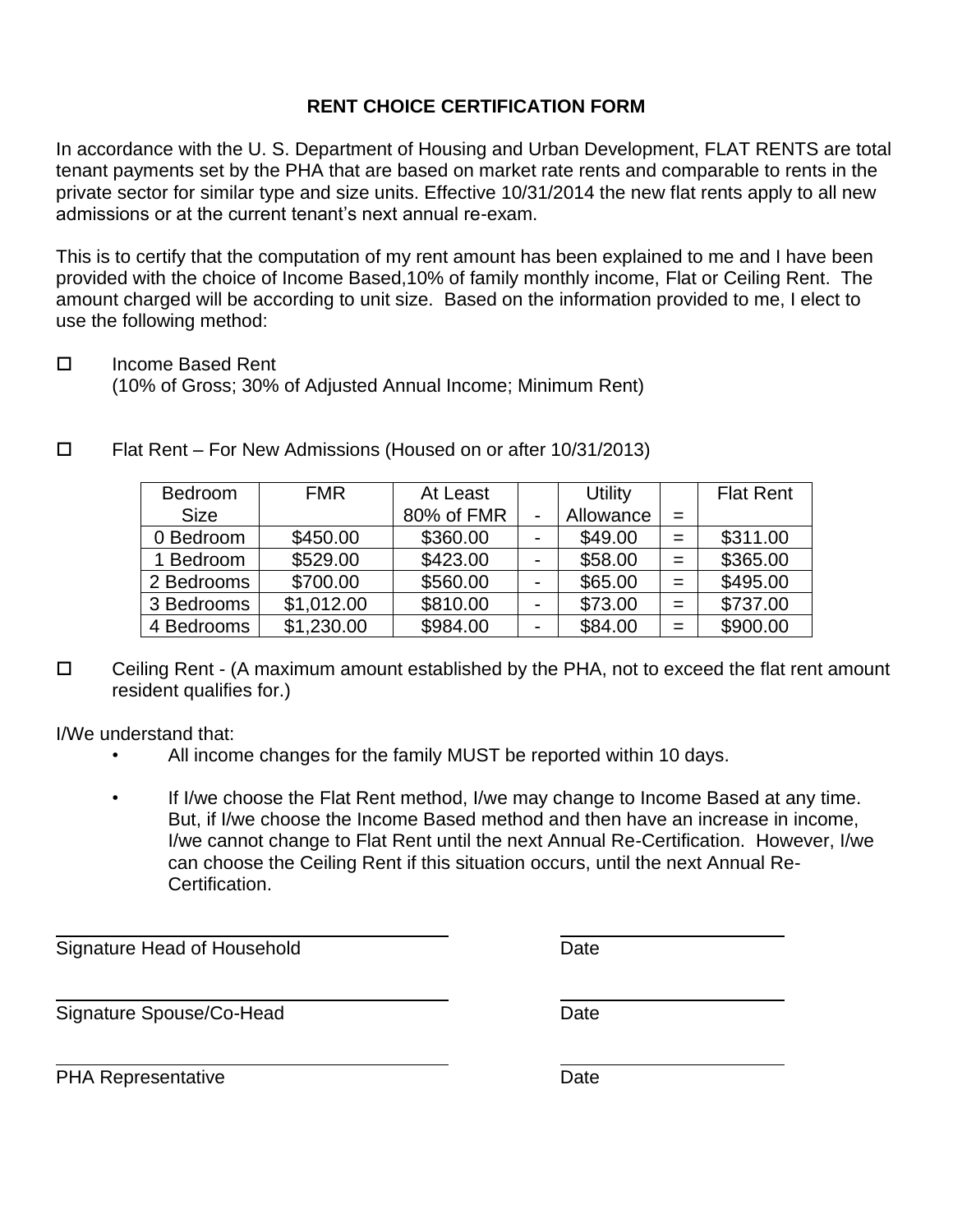**RENT CHOICE CERTIFICATION FORM**

In accordance with the U. S. Department of Housing and Urban Development, FLAT RENTS are total tenant payments set by the PHA that are based on market rate rents and comparable to rents in the private sector for similar type and size units. Effective 10/31/2014 the new flat rents apply to all new admissions or at the current tenant's next annual re-exam.

This is to certify that the computation of my rent amount has been explained to me and I have been provided with the choice of Income Based,10% of family monthly income, Flat or Ceiling Rent. The amount charged will be according to unit size. Based on the information provided to me, I elect to use the following method:

☐ Income Based Rent
(10% of Gross; 30% of Adjusted Annual Income; Minimum Rent)

☐ Flat Rent – For New Admissions (Housed on or after 10/31/2013)

| Bedroom Size | FMR | At Least 80% of FMR | - | Utility Allowance | = | Flat Rent |
|---|---|---|---|---|---|---|
| 0 Bedroom | $450.00 | $360.00 | - | $49.00 | = | $311.00 |
| 1 Bedroom | $529.00 | $423.00 | - | $58.00 | = | $365.00 |
| 2 Bedrooms | $700.00 | $560.00 | - | $65.00 | = | $495.00 |
| 3 Bedrooms | $1,012.00 | $810.00 | - | $73.00 | = | $737.00 |
| 4 Bedrooms | $1,230.00 | $984.00 | - | $84.00 | = | $900.00 |

☐ Ceiling Rent - (A maximum amount established by the PHA, not to exceed the flat rent amount resident qualifies for.)

I/We understand that:

- All income changes for the family MUST be reported within 10 days.
- If I/we choose the Flat Rent method, I/we may change to Income Based at any time. But, if I/we choose the Income Based method and then have an increase in income, I/we cannot change to Flat Rent until the next Annual Re-Certification. However, I/we can choose the Ceiling Rent if this situation occurs, until the next Annual Re-Certification.

Signature Head of Household ______________________ Date ______________

Signature Spouse/Co-Head ______________________ Date ______________

PHA Representative ______________________ Date ______________